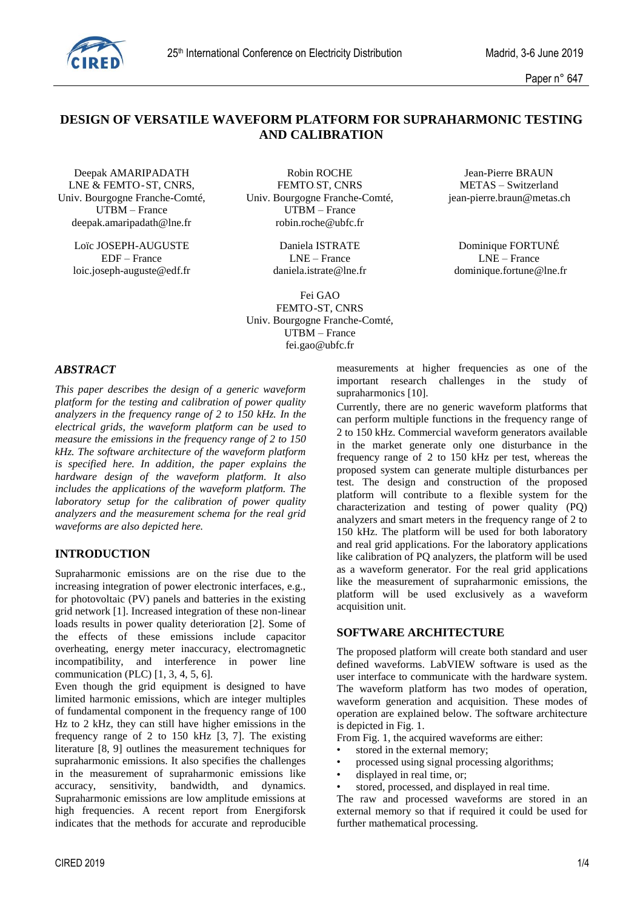# DESIGN OF VERSATILE WAVEFORM PLATFORM FOR SUPRAHARMONIC TESTING AND CALIBRATION

Deepak AMARIPADATH
LNE & FEMTO-ST, CNRS,
Univ. Bourgogne Franche-Comté,
UTBM – France
deepak.amaripadath@lne.fr

Robin ROCHE
FEMTO ST, CNRS
Univ. Bourgogne Franche-Comté,
UTBM – France
robin.roche@ubfc.fr

Jean-Pierre BRAUN
METAS – Switzerland
jean-pierre.braun@metas.ch

Loïc JOSEPH-AUGUSTE
EDF – France
loic.joseph-auguste@edf.fr

Daniela ISTRATE
LNE – France
daniela.istrate@lne.fr

Dominique FORTUNÉ
LNE – France
dominique.fortune@lne.fr

Fei GAO
FEMTO-ST, CNRS
Univ. Bourgogne Franche-Comté,
UTBM – France
fei.gao@ubfc.fr

## ABSTRACT

*This paper describes the design of a generic waveform platform for the testing and calibration of power quality analyzers in the frequency range of 2 to 150 kHz. In the electrical grids, the waveform platform can be used to measure the emissions in the frequency range of 2 to 150 kHz. The software architecture of the waveform platform is specified here. In addition, the paper explains the hardware design of the waveform platform. It also includes the applications of the waveform platform. The laboratory setup for the calibration of power quality analyzers and the measurement schema for the real grid waveforms are also depicted here.*

## INTRODUCTION

Supraharmonic emissions are on the rise due to the increasing integration of power electronic interfaces, e.g., for photovoltaic (PV) panels and batteries in the existing grid network [1]. Increased integration of these non-linear loads results in power quality deterioration [2]. Some of the effects of these emissions include capacitor overheating, energy meter inaccuracy, electromagnetic incompatibility, and interference in power line communication (PLC) [1, 3, 4, 5, 6].

Even though the grid equipment is designed to have limited harmonic emissions, which are integer multiples of fundamental component in the frequency range of 100 Hz to 2 kHz, they can still have higher emissions in the frequency range of 2 to 150 kHz [3, 7]. The existing literature [8, 9] outlines the measurement techniques for supraharmonic emissions. It also specifies the challenges in the measurement of supraharmonic emissions like accuracy, sensitivity, bandwidth, and dynamics. Supraharmonic emissions are low amplitude emissions at high frequencies. A recent report from Energiforsk indicates that the methods for accurate and reproducible measurements at higher frequencies as one of the important research challenges in the study of supraharmonics [10].

Currently, there are no generic waveform platforms that can perform multiple functions in the frequency range of 2 to 150 kHz. Commercial waveform generators available in the market generate only one disturbance in the frequency range of 2 to 150 kHz per test, whereas the proposed system can generate multiple disturbances per test. The design and construction of the proposed platform will contribute to a flexible system for the characterization and testing of power quality (PQ) analyzers and smart meters in the frequency range of 2 to 150 kHz. The platform will be used for both laboratory and real grid applications. For the laboratory applications like calibration of PQ analyzers, the platform will be used as a waveform generator. For the real grid applications like the measurement of supraharmonic emissions, the platform will be used exclusively as a waveform acquisition unit.

## SOFTWARE ARCHITECTURE

The proposed platform will create both standard and user defined waveforms. LabVIEW software is used as the user interface to communicate with the hardware system. The waveform platform has two modes of operation, waveform generation and acquisition. These modes of operation are explained below. The software architecture is depicted in Fig. 1.

From Fig. 1, the acquired waveforms are either:

- stored in the external memory;
- processed using signal processing algorithms;
- displayed in real time, or;
- stored, processed, and displayed in real time.

The raw and processed waveforms are stored in an external memory so that if required it could be used for further mathematical processing.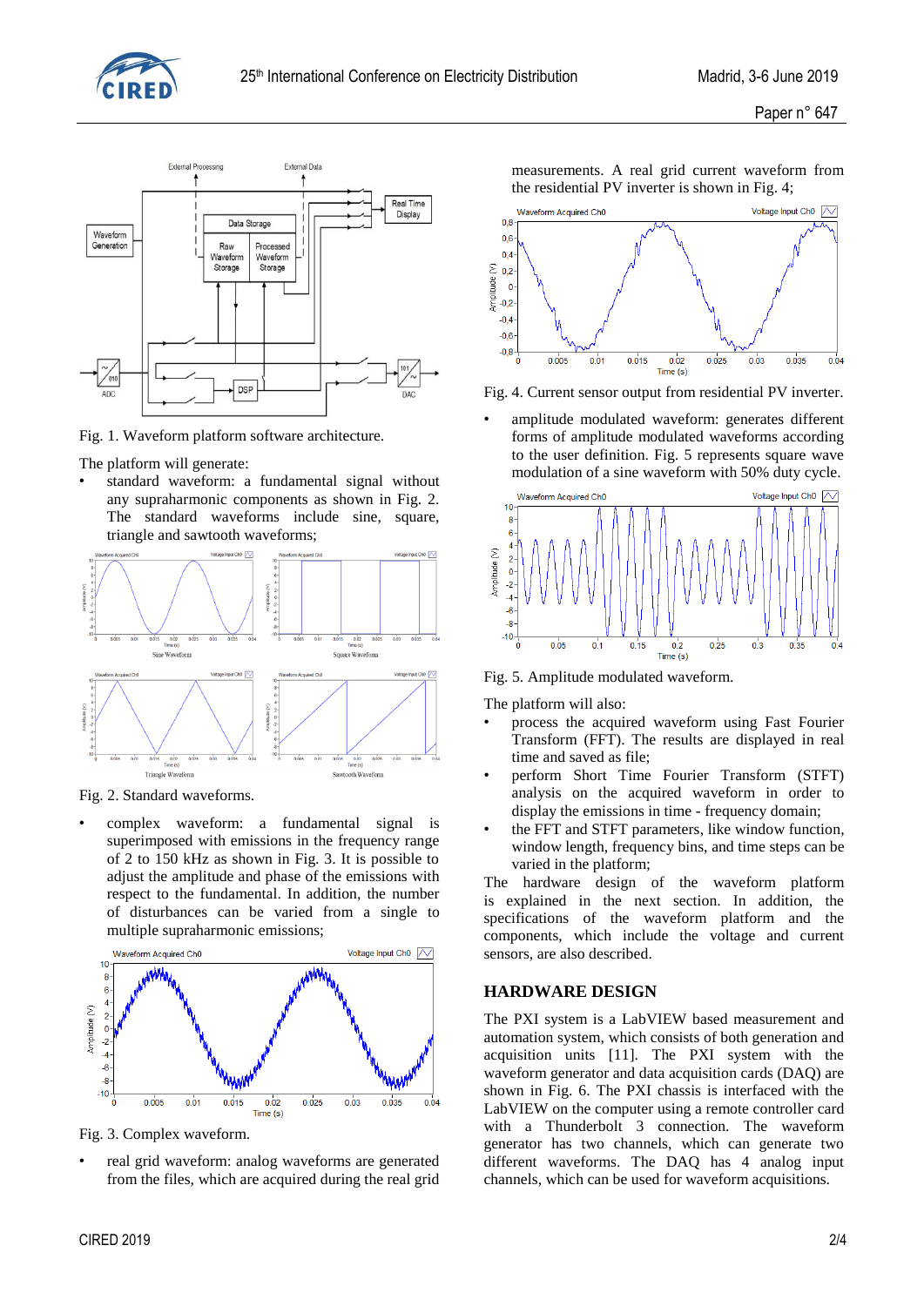Fig. 1. Waveform platform software architecture.

The platform will generate:

- standard waveform: a fundamental signal without any supraharmonic components as shown in Fig. 2. The standard waveforms include sine, square, triangle and sawtooth waveforms;

Fig. 2. Standard waveforms.

- complex waveform: a fundamental signal is superimposed with emissions in the frequency range of 2 to 150 kHz as shown in Fig. 3. It is possible to adjust the amplitude and phase of the emissions with respect to the fundamental. In addition, the number of disturbances can be varied from a single to multiple supraharmonic emissions;

Fig. 3. Complex waveform.

- real grid waveform: analog waveforms are generated from the files, which are acquired during the real grid measurements. A real grid current waveform from the residential PV inverter is shown in Fig. 4;

Fig. 4. Current sensor output from residential PV inverter.

- amplitude modulated waveform: generates different forms of amplitude modulated waveforms according to the user definition. Fig. 5 represents square wave modulation of a sine waveform with 50% duty cycle.

Fig. 5. Amplitude modulated waveform.

The platform will also:

- process the acquired waveform using Fast Fourier Transform (FFT). The results are displayed in real time and saved as file;
- perform Short Time Fourier Transform (STFT) analysis on the acquired waveform in order to display the emissions in time - frequency domain;
- the FFT and STFT parameters, like window function, window length, frequency bins, and time steps can be varied in the platform;

The hardware design of the waveform platform is explained in the next section. In addition, the specifications of the waveform platform and the components, which include the voltage and current sensors, are also described.

## HARDWARE DESIGN

The PXI system is a LabVIEW based measurement and automation system, which consists of both generation and acquisition units [11]. The PXI system with the waveform generator and data acquisition cards (DAQ) are shown in Fig. 6. The PXI chassis is interfaced with the LabVIEW on the computer using a remote controller card with a Thunderbolt 3 connection. The waveform generator has two channels, which can generate two different waveforms. The DAQ has 4 analog input channels, which can be used for waveform acquisitions.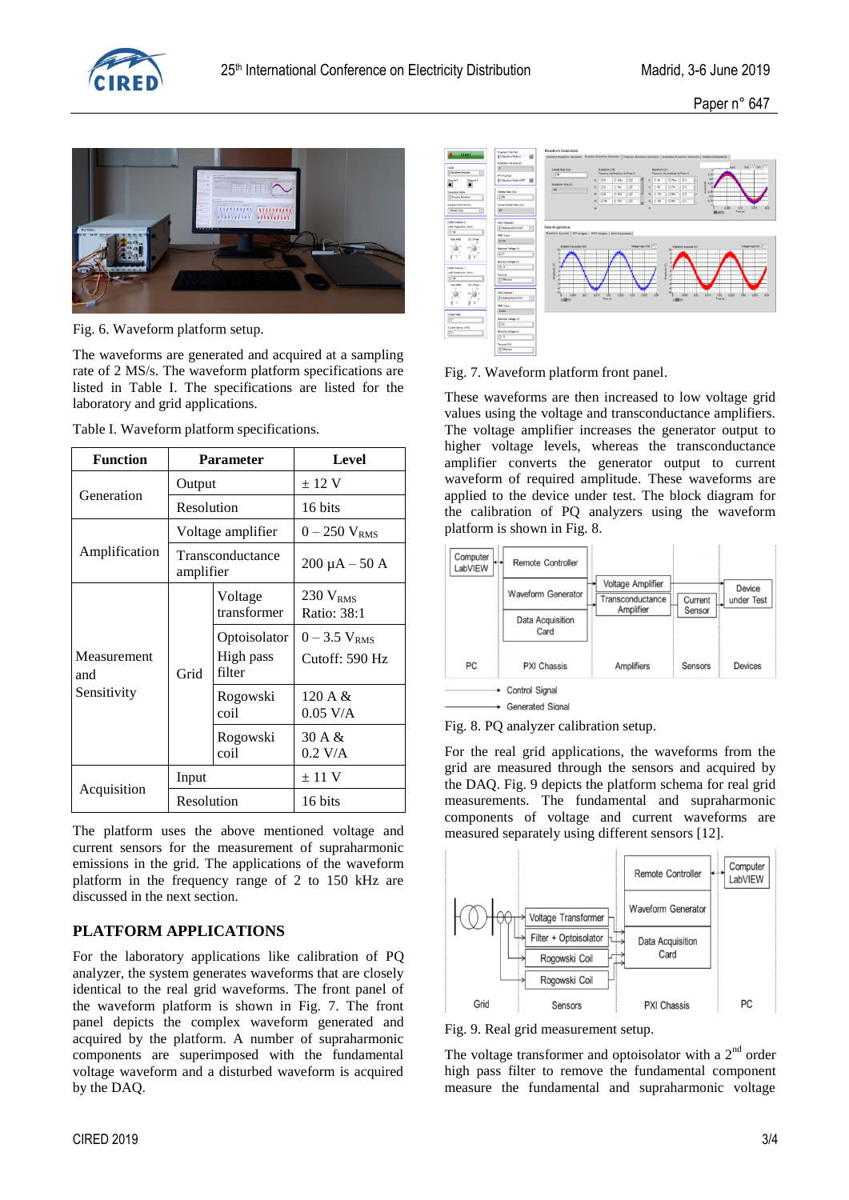Fig. 6. Waveform platform setup.

The waveforms are generated and acquired at a sampling rate of 2 MS/s. The waveform platform specifications are listed in Table I. The specifications are listed for the laboratory and grid applications.

Table I. Waveform platform specifications.

| Function | Parameter | | Level |
|---|---|---|---|
| Generation | Output | | ± 12 V |
| | Resolution | | 16 bits |
| Amplification | Voltage amplifier | | 0 – 250 $V_{RMS}$ |
| | Transconductance amplifier | | 200 µA – 50 A |
| Measurement and Sensitivity | Grid | Voltage transformer | 230 $V_{RMS}$ Ratio: 38:1 |
| | | Optoisolator High pass filter | 0 – 3.5 $V_{RMS}$ Cutoff: 590 Hz |
| | | Rogowski coil | 120 A & 0.05 V/A |
| | | Rogowski coil | 30 A & 0.2 V/A |
| Acquisition | Input | | ± 11 V |
| | Resolution | | 16 bits |

The platform uses the above mentioned voltage and current sensors for the measurement of supraharmonic emissions in the grid. The applications of the waveform platform in the frequency range of 2 to 150 kHz are discussed in the next section.

## PLATFORM APPLICATIONS

For the laboratory applications like calibration of PQ analyzer, the system generates waveforms that are closely identical to the real grid waveforms. The front panel of the waveform platform is shown in Fig. 7. The front panel depicts the complex waveform generated and acquired by the platform. A number of supraharmonic components are superimposed with the fundamental voltage waveform and a disturbed waveform is acquired by the DAQ.

Fig. 7. Waveform platform front panel.

These waveforms are then increased to low voltage grid values using the voltage and transconductance amplifiers. The voltage amplifier increases the generator output to higher voltage levels, whereas the transconductance amplifier converts the generator output to current waveform of required amplitude. These waveforms are applied to the device under test. The block diagram for the calibration of PQ analyzers using the waveform platform is shown in Fig. 8.

Fig. 8. PQ analyzer calibration setup.

For the real grid applications, the waveforms from the grid are measured through the sensors and acquired by the DAQ. Fig. 9 depicts the platform schema for real grid measurements. The fundamental and supraharmonic components of voltage and current waveforms are measured separately using different sensors [12].

Fig. 9. Real grid measurement setup.

The voltage transformer and optoisolator with a 2nd order high pass filter to remove the fundamental component measure the fundamental and supraharmonic voltage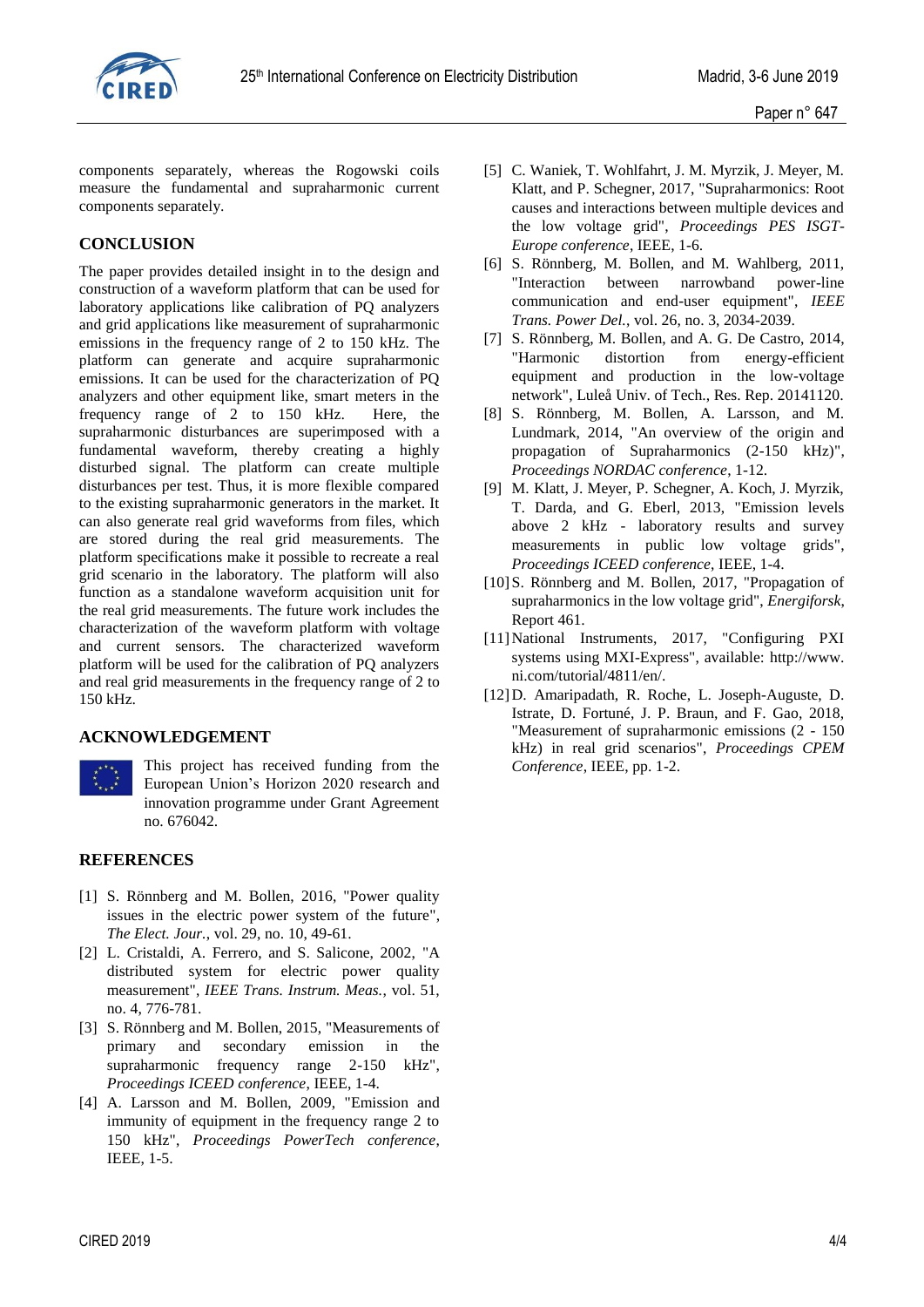components separately, whereas the Rogowski coils measure the fundamental and supraharmonic current components separately.

## CONCLUSION

The paper provides detailed insight in to the design and construction of a waveform platform that can be used for laboratory applications like calibration of PQ analyzers and grid applications like measurement of supraharmonic emissions in the frequency range of 2 to 150 kHz. The platform can generate and acquire supraharmonic emissions. It can be used for the characterization of PQ analyzers and other equipment like, smart meters in the frequency range of 2 to 150 kHz. Here, the supraharmonic disturbances are superimposed with a fundamental waveform, thereby creating a highly disturbed signal. The platform can create multiple disturbances per test. Thus, it is more flexible compared to the existing supraharmonic generators in the market. It can also generate real grid waveforms from files, which are stored during the real grid measurements. The platform specifications make it possible to recreate a real grid scenario in the laboratory. The platform will also function as a standalone waveform acquisition unit for the real grid measurements. The future work includes the characterization of the waveform platform with voltage and current sensors. The characterized waveform platform will be used for the calibration of PQ analyzers and real grid measurements in the frequency range of 2 to 150 kHz.

## ACKNOWLEDGEMENT

This project has received funding from the European Union's Horizon 2020 research and innovation programme under Grant Agreement no. 676042.

## REFERENCES

[1] S. Rönnberg and M. Bollen, 2016, "Power quality issues in the electric power system of the future", *The Elect. Jour.*, vol. 29, no. 10, 49-61.

[2] L. Cristaldi, A. Ferrero, and S. Salicone, 2002, "A distributed system for electric power quality measurement", *IEEE Trans. Instrum. Meas.*, vol. 51, no. 4, 776-781.

[3] S. Rönnberg and M. Bollen, 2015, "Measurements of primary and secondary emission in the supraharmonic frequency range 2-150 kHz", *Proceedings ICEED conference*, IEEE, 1-4.

[4] A. Larsson and M. Bollen, 2009, "Emission and immunity of equipment in the frequency range 2 to 150 kHz", *Proceedings PowerTech conference*, IEEE, 1-5.

[5] C. Waniek, T. Wohlfahrt, J. M. Myrzik, J. Meyer, M. Klatt, and P. Schegner, 2017, "Supraharmonics: Root causes and interactions between multiple devices and the low voltage grid", *Proceedings PES ISGT-Europe conference*, IEEE, 1-6.

[6] S. Rönnberg, M. Bollen, and M. Wahlberg, 2011, "Interaction between narrowband power-line communication and end-user equipment", *IEEE Trans. Power Del.*, vol. 26, no. 3, 2034-2039.

[7] S. Rönnberg, M. Bollen, and A. G. De Castro, 2014, "Harmonic distortion from energy-efficient equipment and production in the low-voltage network", Luleå Univ. of Tech., Res. Rep. 20141120.

[8] S. Rönnberg, M. Bollen, A. Larsson, and M. Lundmark, 2014, "An overview of the origin and propagation of Supraharmonics (2-150 kHz)", *Proceedings NORDAC conference*, 1-12.

[9] M. Klatt, J. Meyer, P. Schegner, A. Koch, J. Myrzik, T. Darda, and G. Eberl, 2013, "Emission levels above 2 kHz - laboratory results and survey measurements in public low voltage grids", *Proceedings ICEED conference*, IEEE, 1-4.

[10] S. Rönnberg and M. Bollen, 2017, "Propagation of supraharmonics in the low voltage grid", *Energiforsk*, Report 461.

[11] National Instruments, 2017, "Configuring PXI systems using MXI-Express", available: http://www.ni.com/tutorial/4811/en/.

[12] D. Amaripadath, R. Roche, L. Joseph-Auguste, D. Istrate, D. Fortuné, J. P. Braun, and F. Gao, 2018, "Measurement of supraharmonic emissions (2 - 150 kHz) in real grid scenarios", *Proceedings CPEM Conference*, IEEE, pp. 1-2.